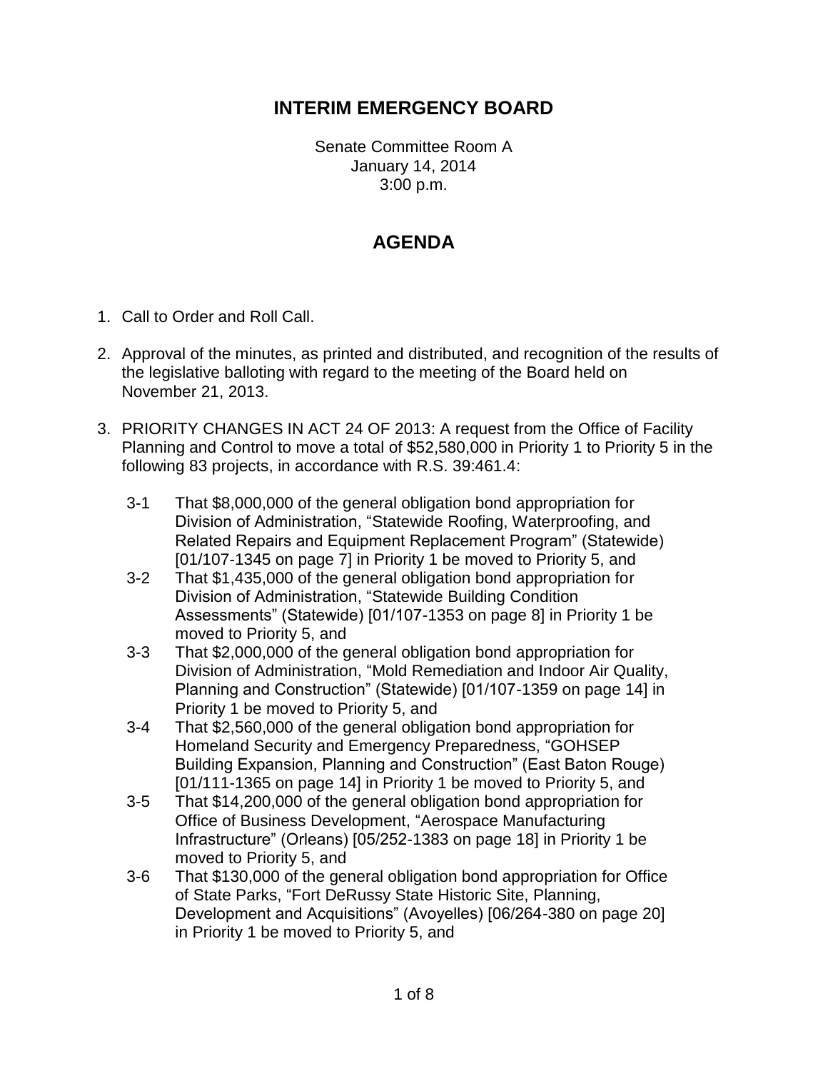# INTERIM EMERGENCY BOARD

Senate Committee Room A
January 14, 2014
3:00 p.m.

## AGENDA

1. Call to Order and Roll Call.

2. Approval of the minutes, as printed and distributed, and recognition of the results of the legislative balloting with regard to the meeting of the Board held on November 21, 2013.

3. PRIORITY CHANGES IN ACT 24 OF 2013: A request from the Office of Facility Planning and Control to move a total of $52,580,000 in Priority 1 to Priority 5 in the following 83 projects, in accordance with R.S. 39:461.4:

   3-1 That $8,000,000 of the general obligation bond appropriation for Division of Administration, "Statewide Roofing, Waterproofing, and Related Repairs and Equipment Replacement Program" (Statewide) [01/107-1345 on page 7] in Priority 1 be moved to Priority 5, and

   3-2 That $1,435,000 of the general obligation bond appropriation for Division of Administration, "Statewide Building Condition Assessments" (Statewide) [01/107-1353 on page 8] in Priority 1 be moved to Priority 5, and

   3-3 That $2,000,000 of the general obligation bond appropriation for Division of Administration, "Mold Remediation and Indoor Air Quality, Planning and Construction" (Statewide) [01/107-1359 on page 14] in Priority 1 be moved to Priority 5, and

   3-4 That $2,560,000 of the general obligation bond appropriation for Homeland Security and Emergency Preparedness, "GOHSEP Building Expansion, Planning and Construction" (East Baton Rouge) [01/111-1365 on page 14] in Priority 1 be moved to Priority 5, and

   3-5 That $14,200,000 of the general obligation bond appropriation for Office of Business Development, "Aerospace Manufacturing Infrastructure" (Orleans) [05/252-1383 on page 18] in Priority 1 be moved to Priority 5, and

   3-6 That $130,000 of the general obligation bond appropriation for Office of State Parks, "Fort DeRussy State Historic Site, Planning, Development and Acquisitions" (Avoyelles) [06/264-380 on page 20] in Priority 1 be moved to Priority 5, and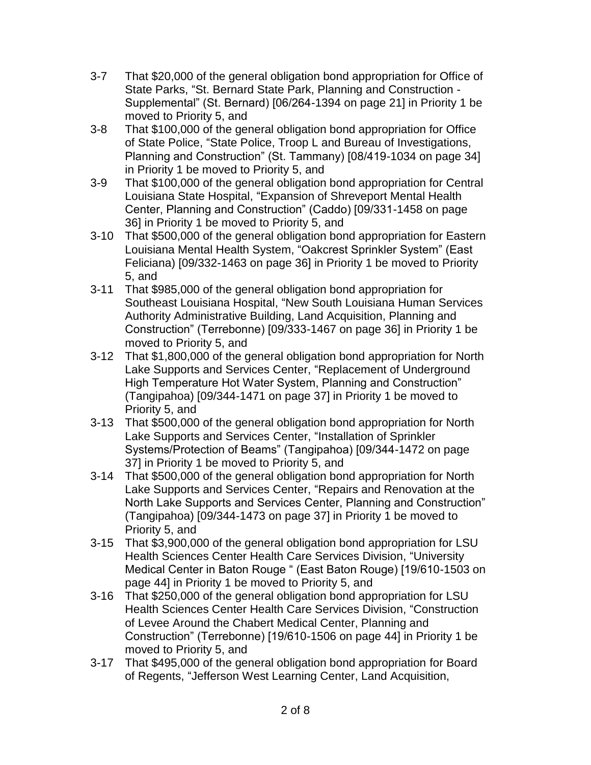3-7 That $20,000 of the general obligation bond appropriation for Office of State Parks, "St. Bernard State Park, Planning and Construction - Supplemental" (St. Bernard) [06/264-1394 on page 21] in Priority 1 be moved to Priority 5, and

3-8 That $100,000 of the general obligation bond appropriation for Office of State Police, "State Police, Troop L and Bureau of Investigations, Planning and Construction" (St. Tammany) [08/419-1034 on page 34] in Priority 1 be moved to Priority 5, and

3-9 That $100,000 of the general obligation bond appropriation for Central Louisiana State Hospital, "Expansion of Shreveport Mental Health Center, Planning and Construction" (Caddo) [09/331-1458 on page 36] in Priority 1 be moved to Priority 5, and

3-10 That $500,000 of the general obligation bond appropriation for Eastern Louisiana Mental Health System, "Oakcrest Sprinkler System" (East Feliciana) [09/332-1463 on page 36] in Priority 1 be moved to Priority 5, and

3-11 That $985,000 of the general obligation bond appropriation for Southeast Louisiana Hospital, "New South Louisiana Human Services Authority Administrative Building, Land Acquisition, Planning and Construction" (Terrebonne) [09/333-1467 on page 36] in Priority 1 be moved to Priority 5, and

3-12 That $1,800,000 of the general obligation bond appropriation for North Lake Supports and Services Center, "Replacement of Underground High Temperature Hot Water System, Planning and Construction" (Tangipahoa) [09/344-1471 on page 37] in Priority 1 be moved to Priority 5, and

3-13 That $500,000 of the general obligation bond appropriation for North Lake Supports and Services Center, "Installation of Sprinkler Systems/Protection of Beams" (Tangipahoa) [09/344-1472 on page 37] in Priority 1 be moved to Priority 5, and

3-14 That $500,000 of the general obligation bond appropriation for North Lake Supports and Services Center, "Repairs and Renovation at the North Lake Supports and Services Center, Planning and Construction" (Tangipahoa) [09/344-1473 on page 37] in Priority 1 be moved to Priority 5, and

3-15 That $3,900,000 of the general obligation bond appropriation for LSU Health Sciences Center Health Care Services Division, "University Medical Center in Baton Rouge " (East Baton Rouge) [19/610-1503 on page 44] in Priority 1 be moved to Priority 5, and

3-16 That $250,000 of the general obligation bond appropriation for LSU Health Sciences Center Health Care Services Division, "Construction of Levee Around the Chabert Medical Center, Planning and Construction" (Terrebonne) [19/610-1506 on page 44] in Priority 1 be moved to Priority 5, and

3-17 That $495,000 of the general obligation bond appropriation for Board of Regents, "Jefferson West Learning Center, Land Acquisition,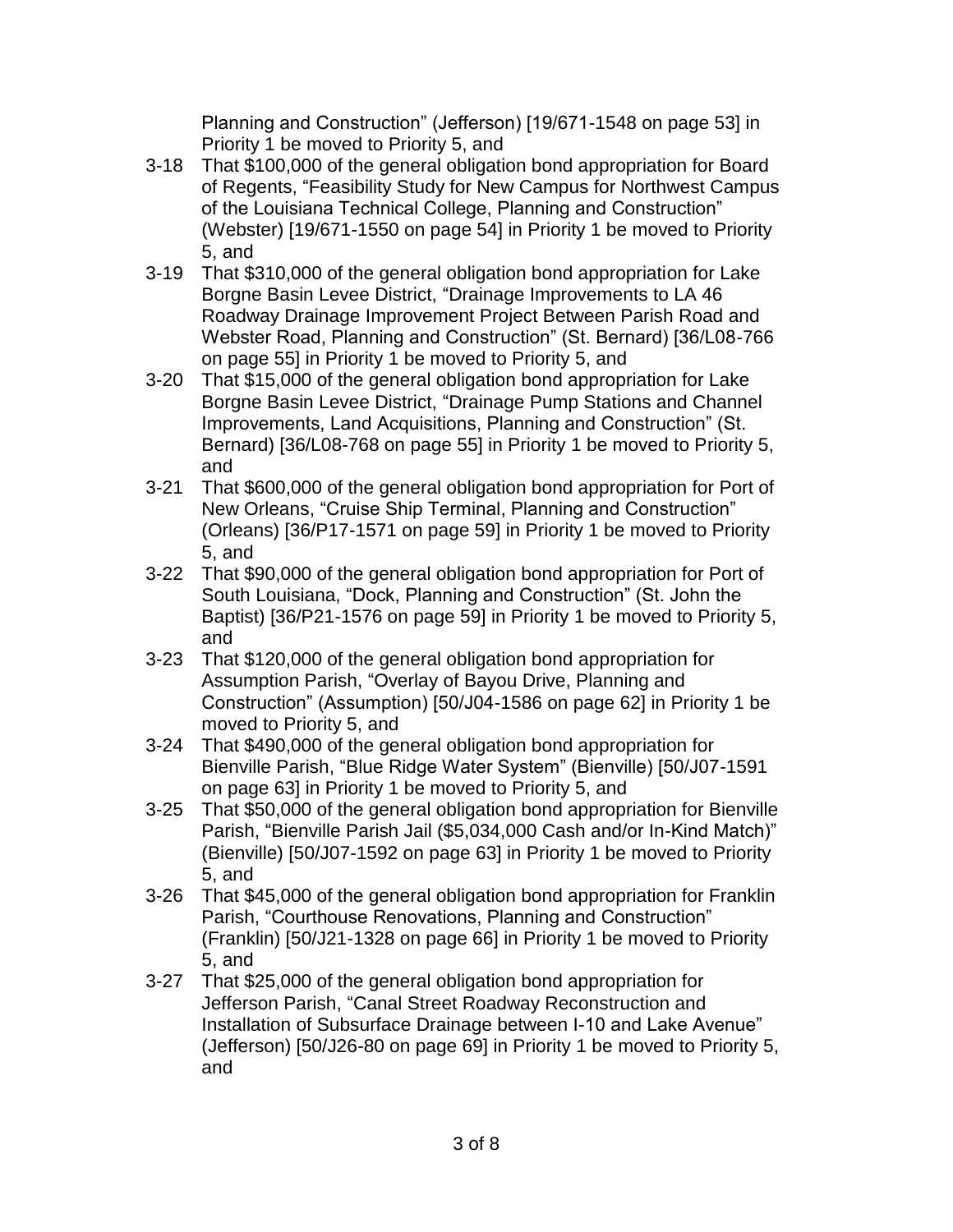Planning and Construction" (Jefferson) [19/671-1548 on page 53] in Priority 1 be moved to Priority 5, and

3-18 That $100,000 of the general obligation bond appropriation for Board of Regents, "Feasibility Study for New Campus for Northwest Campus of the Louisiana Technical College, Planning and Construction" (Webster) [19/671-1550 on page 54] in Priority 1 be moved to Priority 5, and

3-19 That $310,000 of the general obligation bond appropriation for Lake Borgne Basin Levee District, "Drainage Improvements to LA 46 Roadway Drainage Improvement Project Between Parish Road and Webster Road, Planning and Construction" (St. Bernard) [36/L08-766 on page 55] in Priority 1 be moved to Priority 5, and

3-20 That $15,000 of the general obligation bond appropriation for Lake Borgne Basin Levee District, "Drainage Pump Stations and Channel Improvements, Land Acquisitions, Planning and Construction" (St. Bernard) [36/L08-768 on page 55] in Priority 1 be moved to Priority 5, and

3-21 That $600,000 of the general obligation bond appropriation for Port of New Orleans, "Cruise Ship Terminal, Planning and Construction" (Orleans) [36/P17-1571 on page 59] in Priority 1 be moved to Priority 5, and

3-22 That $90,000 of the general obligation bond appropriation for Port of South Louisiana, "Dock, Planning and Construction" (St. John the Baptist) [36/P21-1576 on page 59] in Priority 1 be moved to Priority 5, and

3-23 That $120,000 of the general obligation bond appropriation for Assumption Parish, "Overlay of Bayou Drive, Planning and Construction" (Assumption) [50/J04-1586 on page 62] in Priority 1 be moved to Priority 5, and

3-24 That $490,000 of the general obligation bond appropriation for Bienville Parish, "Blue Ridge Water System" (Bienville) [50/J07-1591 on page 63] in Priority 1 be moved to Priority 5, and

3-25 That $50,000 of the general obligation bond appropriation for Bienville Parish, "Bienville Parish Jail ($5,034,000 Cash and/or In-Kind Match)" (Bienville) [50/J07-1592 on page 63] in Priority 1 be moved to Priority 5, and

3-26 That $45,000 of the general obligation bond appropriation for Franklin Parish, "Courthouse Renovations, Planning and Construction" (Franklin) [50/J21-1328 on page 66] in Priority 1 be moved to Priority 5, and

3-27 That $25,000 of the general obligation bond appropriation for Jefferson Parish, "Canal Street Roadway Reconstruction and Installation of Subsurface Drainage between I-10 and Lake Avenue" (Jefferson) [50/J26-80 on page 69] in Priority 1 be moved to Priority 5, and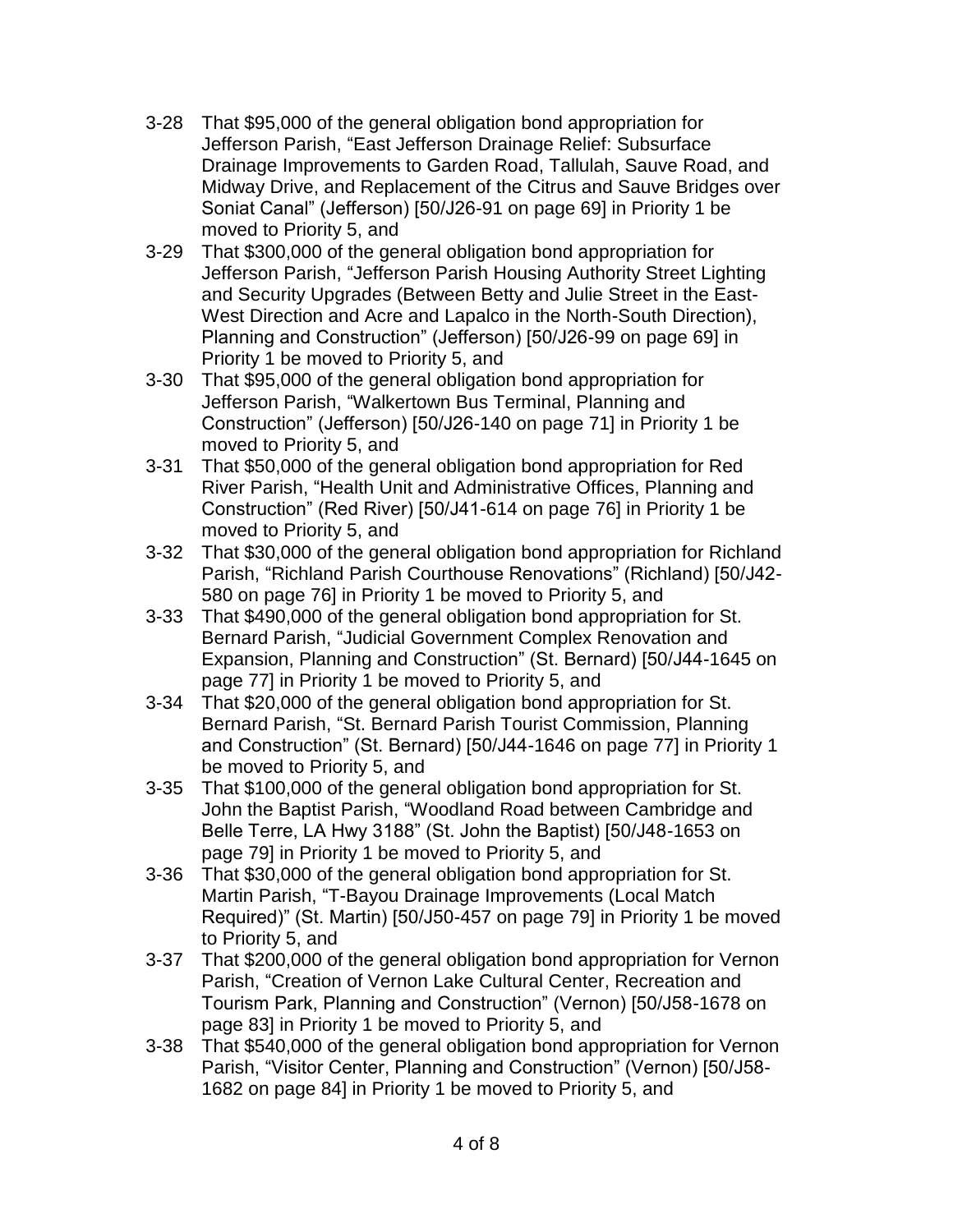3-28 That $95,000 of the general obligation bond appropriation for Jefferson Parish, "East Jefferson Drainage Relief: Subsurface Drainage Improvements to Garden Road, Tallulah, Sauve Road, and Midway Drive, and Replacement of the Citrus and Sauve Bridges over Soniat Canal" (Jefferson) [50/J26-91 on page 69] in Priority 1 be moved to Priority 5, and

3-29 That $300,000 of the general obligation bond appropriation for Jefferson Parish, "Jefferson Parish Housing Authority Street Lighting and Security Upgrades (Between Betty and Julie Street in the East-West Direction and Acre and Lapalco in the North-South Direction), Planning and Construction" (Jefferson) [50/J26-99 on page 69] in Priority 1 be moved to Priority 5, and

3-30 That $95,000 of the general obligation bond appropriation for Jefferson Parish, "Walkertown Bus Terminal, Planning and Construction" (Jefferson) [50/J26-140 on page 71] in Priority 1 be moved to Priority 5, and

3-31 That $50,000 of the general obligation bond appropriation for Red River Parish, "Health Unit and Administrative Offices, Planning and Construction" (Red River) [50/J41-614 on page 76] in Priority 1 be moved to Priority 5, and

3-32 That $30,000 of the general obligation bond appropriation for Richland Parish, "Richland Parish Courthouse Renovations" (Richland) [50/J42-580 on page 76] in Priority 1 be moved to Priority 5, and

3-33 That $490,000 of the general obligation bond appropriation for St. Bernard Parish, "Judicial Government Complex Renovation and Expansion, Planning and Construction" (St. Bernard) [50/J44-1645 on page 77] in Priority 1 be moved to Priority 5, and

3-34 That $20,000 of the general obligation bond appropriation for St. Bernard Parish, "St. Bernard Parish Tourist Commission, Planning and Construction" (St. Bernard) [50/J44-1646 on page 77] in Priority 1 be moved to Priority 5, and

3-35 That $100,000 of the general obligation bond appropriation for St. John the Baptist Parish, "Woodland Road between Cambridge and Belle Terre, LA Hwy 3188" (St. John the Baptist) [50/J48-1653 on page 79] in Priority 1 be moved to Priority 5, and

3-36 That $30,000 of the general obligation bond appropriation for St. Martin Parish, "T-Bayou Drainage Improvements (Local Match Required)" (St. Martin) [50/J50-457 on page 79] in Priority 1 be moved to Priority 5, and

3-37 That $200,000 of the general obligation bond appropriation for Vernon Parish, "Creation of Vernon Lake Cultural Center, Recreation and Tourism Park, Planning and Construction" (Vernon) [50/J58-1678 on page 83] in Priority 1 be moved to Priority 5, and

3-38 That $540,000 of the general obligation bond appropriation for Vernon Parish, "Visitor Center, Planning and Construction" (Vernon) [50/J58-1682 on page 84] in Priority 1 be moved to Priority 5, and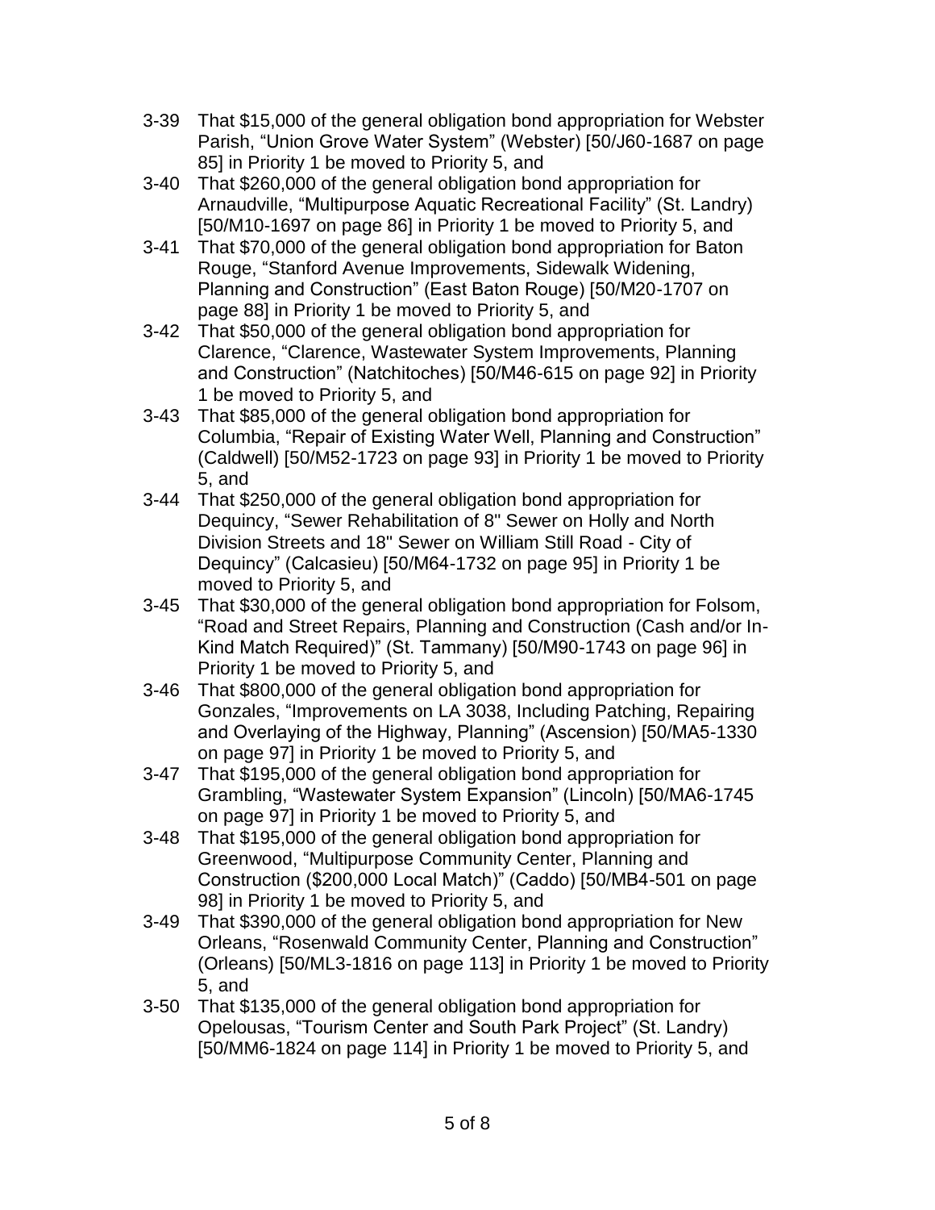3-39 That $15,000 of the general obligation bond appropriation for Webster Parish, “Union Grove Water System” (Webster) [50/J60-1687 on page 85] in Priority 1 be moved to Priority 5, and

3-40 That $260,000 of the general obligation bond appropriation for Arnaudville, “Multipurpose Aquatic Recreational Facility” (St. Landry) [50/M10-1697 on page 86] in Priority 1 be moved to Priority 5, and

3-41 That $70,000 of the general obligation bond appropriation for Baton Rouge, “Stanford Avenue Improvements, Sidewalk Widening, Planning and Construction” (East Baton Rouge) [50/M20-1707 on page 88] in Priority 1 be moved to Priority 5, and

3-42 That $50,000 of the general obligation bond appropriation for Clarence, “Clarence, Wastewater System Improvements, Planning and Construction” (Natchitoches) [50/M46-615 on page 92] in Priority 1 be moved to Priority 5, and

3-43 That $85,000 of the general obligation bond appropriation for Columbia, “Repair of Existing Water Well, Planning and Construction” (Caldwell) [50/M52-1723 on page 93] in Priority 1 be moved to Priority 5, and

3-44 That $250,000 of the general obligation bond appropriation for Dequincy, “Sewer Rehabilitation of 8" Sewer on Holly and North Division Streets and 18" Sewer on William Still Road - City of Dequincy” (Calcasieu) [50/M64-1732 on page 95] in Priority 1 be moved to Priority 5, and

3-45 That $30,000 of the general obligation bond appropriation for Folsom, “Road and Street Repairs, Planning and Construction (Cash and/or In-Kind Match Required)” (St. Tammany) [50/M90-1743 on page 96] in Priority 1 be moved to Priority 5, and

3-46 That $800,000 of the general obligation bond appropriation for Gonzales, “Improvements on LA 3038, Including Patching, Repairing and Overlaying of the Highway, Planning” (Ascension) [50/MA5-1330 on page 97] in Priority 1 be moved to Priority 5, and

3-47 That $195,000 of the general obligation bond appropriation for Grambling, “Wastewater System Expansion” (Lincoln) [50/MA6-1745 on page 97] in Priority 1 be moved to Priority 5, and

3-48 That $195,000 of the general obligation bond appropriation for Greenwood, “Multipurpose Community Center, Planning and Construction ($200,000 Local Match)” (Caddo) [50/MB4-501 on page 98] in Priority 1 be moved to Priority 5, and

3-49 That $390,000 of the general obligation bond appropriation for New Orleans, “Rosenwald Community Center, Planning and Construction” (Orleans) [50/ML3-1816 on page 113] in Priority 1 be moved to Priority 5, and

3-50 That $135,000 of the general obligation bond appropriation for Opelousas, “Tourism Center and South Park Project” (St. Landry) [50/MM6-1824 on page 114] in Priority 1 be moved to Priority 5, and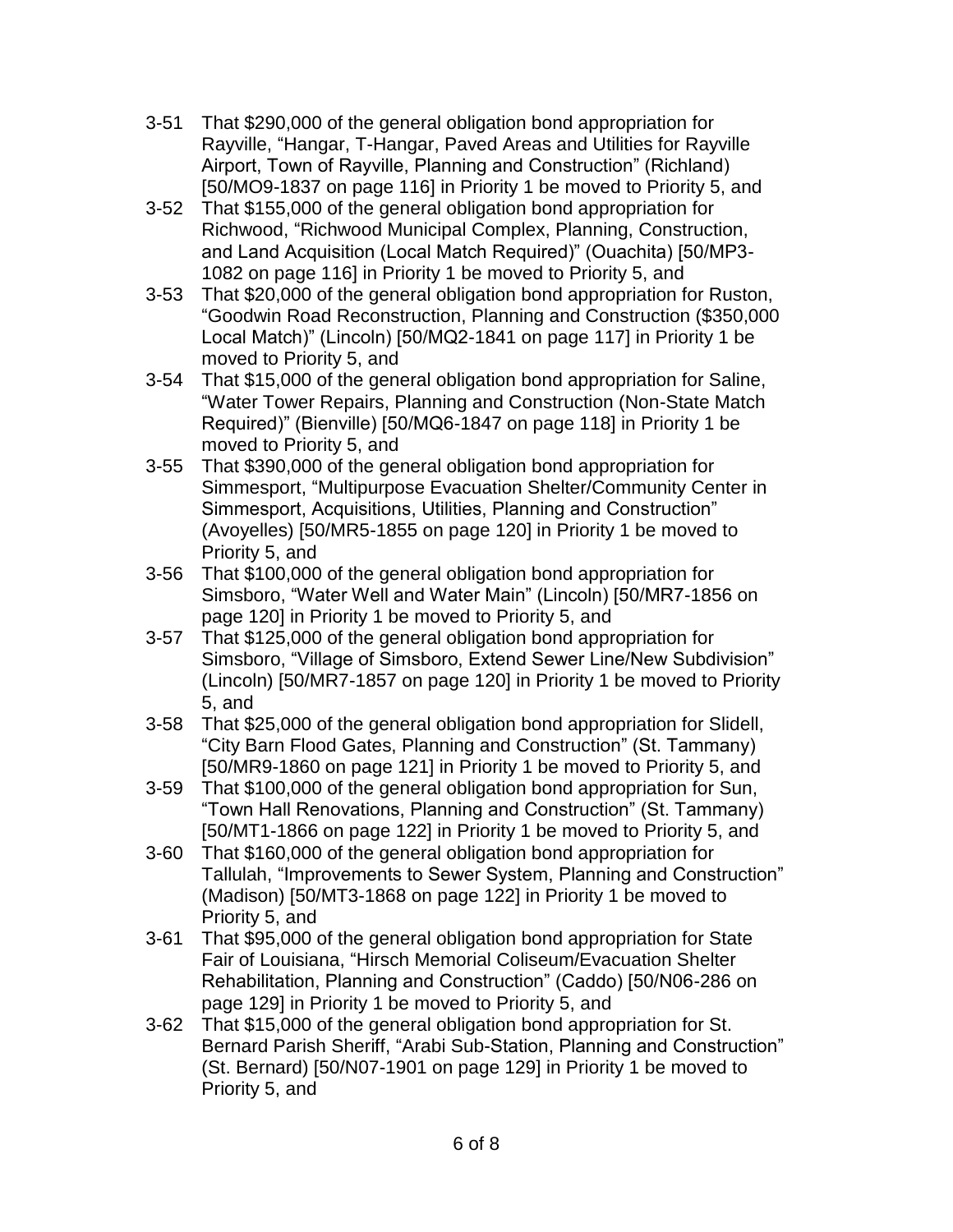3-51 That $290,000 of the general obligation bond appropriation for Rayville, "Hangar, T-Hangar, Paved Areas and Utilities for Rayville Airport, Town of Rayville, Planning and Construction" (Richland) [50/MO9-1837 on page 116] in Priority 1 be moved to Priority 5, and

3-52 That $155,000 of the general obligation bond appropriation for Richwood, "Richwood Municipal Complex, Planning, Construction, and Land Acquisition (Local Match Required)" (Ouachita) [50/MP3-1082 on page 116] in Priority 1 be moved to Priority 5, and

3-53 That $20,000 of the general obligation bond appropriation for Ruston, "Goodwin Road Reconstruction, Planning and Construction ($350,000 Local Match)" (Lincoln) [50/MQ2-1841 on page 117] in Priority 1 be moved to Priority 5, and

3-54 That $15,000 of the general obligation bond appropriation for Saline, "Water Tower Repairs, Planning and Construction (Non-State Match Required)" (Bienville) [50/MQ6-1847 on page 118] in Priority 1 be moved to Priority 5, and

3-55 That $390,000 of the general obligation bond appropriation for Simmesport, "Multipurpose Evacuation Shelter/Community Center in Simmesport, Acquisitions, Utilities, Planning and Construction" (Avoyelles) [50/MR5-1855 on page 120] in Priority 1 be moved to Priority 5, and

3-56 That $100,000 of the general obligation bond appropriation for Simsboro, "Water Well and Water Main" (Lincoln) [50/MR7-1856 on page 120] in Priority 1 be moved to Priority 5, and

3-57 That $125,000 of the general obligation bond appropriation for Simsboro, "Village of Simsboro, Extend Sewer Line/New Subdivision" (Lincoln) [50/MR7-1857 on page 120] in Priority 1 be moved to Priority 5, and

3-58 That $25,000 of the general obligation bond appropriation for Slidell, "City Barn Flood Gates, Planning and Construction" (St. Tammany) [50/MR9-1860 on page 121] in Priority 1 be moved to Priority 5, and

3-59 That $100,000 of the general obligation bond appropriation for Sun, "Town Hall Renovations, Planning and Construction" (St. Tammany) [50/MT1-1866 on page 122] in Priority 1 be moved to Priority 5, and

3-60 That $160,000 of the general obligation bond appropriation for Tallulah, "Improvements to Sewer System, Planning and Construction" (Madison) [50/MT3-1868 on page 122] in Priority 1 be moved to Priority 5, and

3-61 That $95,000 of the general obligation bond appropriation for State Fair of Louisiana, "Hirsch Memorial Coliseum/Evacuation Shelter Rehabilitation, Planning and Construction" (Caddo) [50/N06-286 on page 129] in Priority 1 be moved to Priority 5, and

3-62 That $15,000 of the general obligation bond appropriation for St. Bernard Parish Sheriff, "Arabi Sub-Station, Planning and Construction" (St. Bernard) [50/N07-1901 on page 129] in Priority 1 be moved to Priority 5, and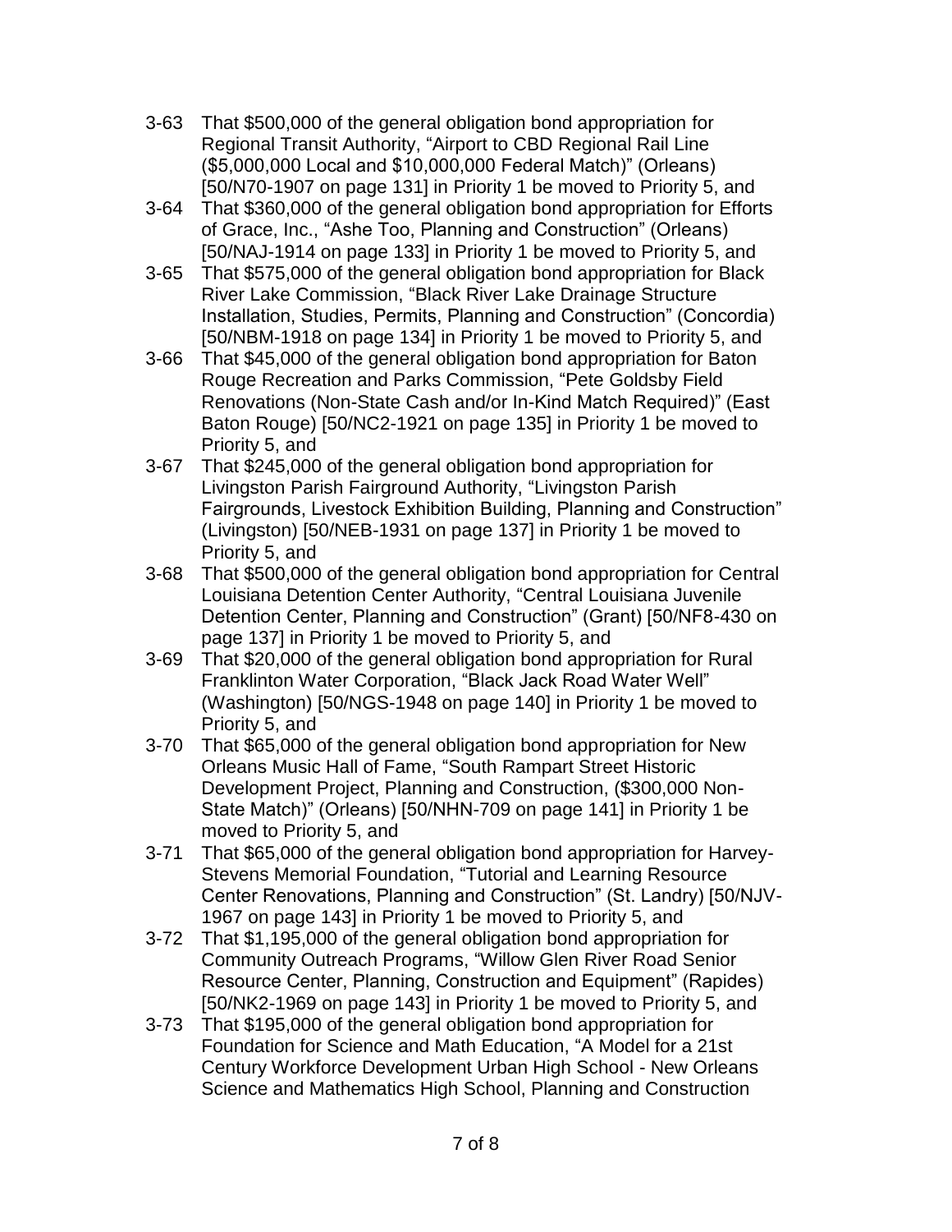3-63 That $500,000 of the general obligation bond appropriation for Regional Transit Authority, "Airport to CBD Regional Rail Line ($5,000,000 Local and $10,000,000 Federal Match)" (Orleans) [50/N70-1907 on page 131] in Priority 1 be moved to Priority 5, and

3-64 That $360,000 of the general obligation bond appropriation for Efforts of Grace, Inc., "Ashe Too, Planning and Construction" (Orleans) [50/NAJ-1914 on page 133] in Priority 1 be moved to Priority 5, and

3-65 That $575,000 of the general obligation bond appropriation for Black River Lake Commission, "Black River Lake Drainage Structure Installation, Studies, Permits, Planning and Construction" (Concordia) [50/NBM-1918 on page 134] in Priority 1 be moved to Priority 5, and

3-66 That $45,000 of the general obligation bond appropriation for Baton Rouge Recreation and Parks Commission, "Pete Goldsby Field Renovations (Non-State Cash and/or In-Kind Match Required)" (East Baton Rouge) [50/NC2-1921 on page 135] in Priority 1 be moved to Priority 5, and

3-67 That $245,000 of the general obligation bond appropriation for Livingston Parish Fairground Authority, "Livingston Parish Fairgrounds, Livestock Exhibition Building, Planning and Construction" (Livingston) [50/NEB-1931 on page 137] in Priority 1 be moved to Priority 5, and

3-68 That $500,000 of the general obligation bond appropriation for Central Louisiana Detention Center Authority, "Central Louisiana Juvenile Detention Center, Planning and Construction" (Grant) [50/NF8-430 on page 137] in Priority 1 be moved to Priority 5, and

3-69 That $20,000 of the general obligation bond appropriation for Rural Franklinton Water Corporation, "Black Jack Road Water Well" (Washington) [50/NGS-1948 on page 140] in Priority 1 be moved to Priority 5, and

3-70 That $65,000 of the general obligation bond appropriation for New Orleans Music Hall of Fame, "South Rampart Street Historic Development Project, Planning and Construction, ($300,000 Non-State Match)" (Orleans) [50/NHN-709 on page 141] in Priority 1 be moved to Priority 5, and

3-71 That $65,000 of the general obligation bond appropriation for Harvey-Stevens Memorial Foundation, "Tutorial and Learning Resource Center Renovations, Planning and Construction" (St. Landry) [50/NJV-1967 on page 143] in Priority 1 be moved to Priority 5, and

3-72 That $1,195,000 of the general obligation bond appropriation for Community Outreach Programs, "Willow Glen River Road Senior Resource Center, Planning, Construction and Equipment" (Rapides) [50/NK2-1969 on page 143] in Priority 1 be moved to Priority 5, and

3-73 That $195,000 of the general obligation bond appropriation for Foundation for Science and Math Education, "A Model for a 21st Century Workforce Development Urban High School - New Orleans Science and Mathematics High School, Planning and Construction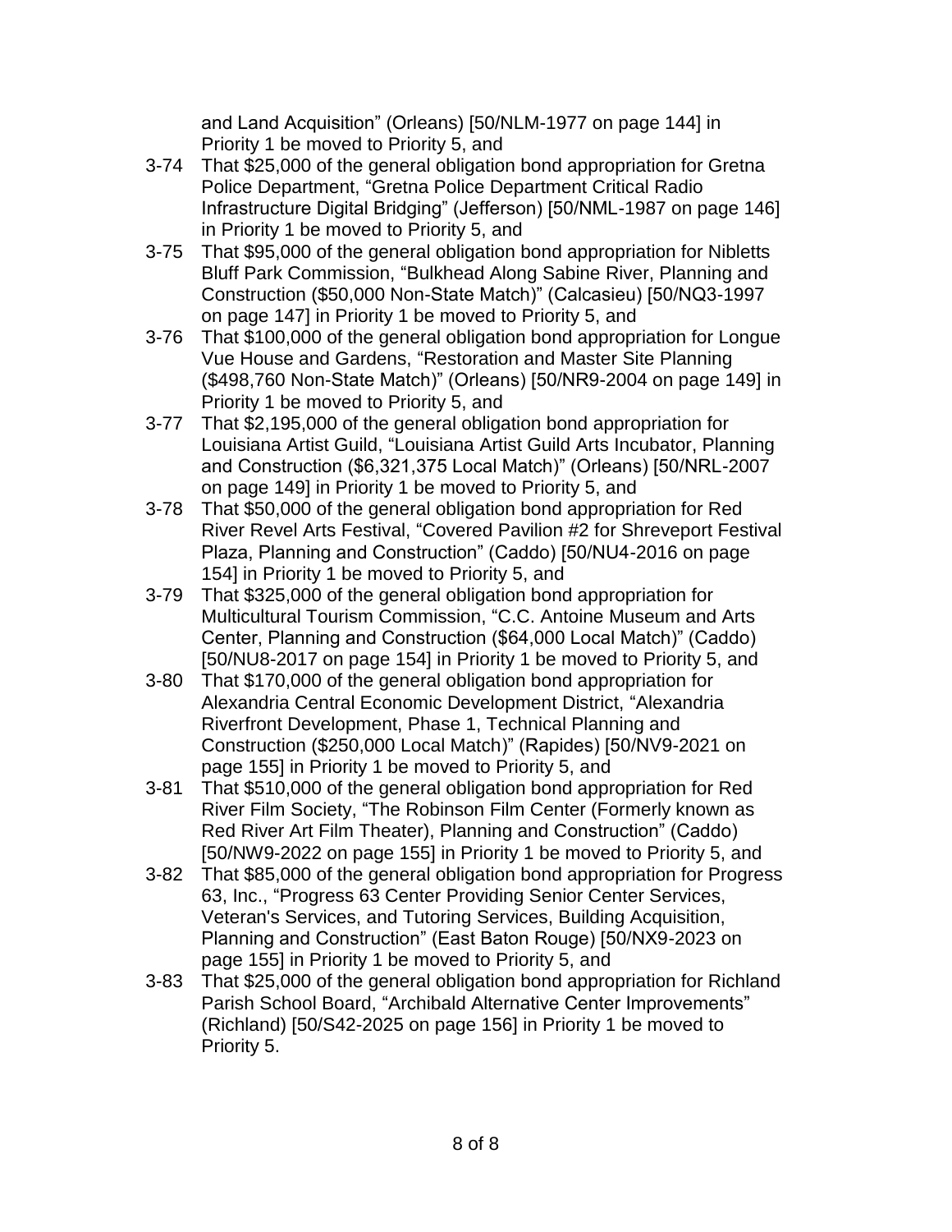and Land Acquisition" (Orleans) [50/NLM-1977 on page 144] in Priority 1 be moved to Priority 5, and

3-74 That $25,000 of the general obligation bond appropriation for Gretna Police Department, "Gretna Police Department Critical Radio Infrastructure Digital Bridging" (Jefferson) [50/NML-1987 on page 146] in Priority 1 be moved to Priority 5, and

3-75 That $95,000 of the general obligation bond appropriation for Nibletts Bluff Park Commission, "Bulkhead Along Sabine River, Planning and Construction ($50,000 Non-State Match)" (Calcasieu) [50/NQ3-1997 on page 147] in Priority 1 be moved to Priority 5, and

3-76 That $100,000 of the general obligation bond appropriation for Longue Vue House and Gardens, "Restoration and Master Site Planning ($498,760 Non-State Match)" (Orleans) [50/NR9-2004 on page 149] in Priority 1 be moved to Priority 5, and

3-77 That $2,195,000 of the general obligation bond appropriation for Louisiana Artist Guild, "Louisiana Artist Guild Arts Incubator, Planning and Construction ($6,321,375 Local Match)" (Orleans) [50/NRL-2007 on page 149] in Priority 1 be moved to Priority 5, and

3-78 That $50,000 of the general obligation bond appropriation for Red River Revel Arts Festival, "Covered Pavilion #2 for Shreveport Festival Plaza, Planning and Construction" (Caddo) [50/NU4-2016 on page 154] in Priority 1 be moved to Priority 5, and

3-79 That $325,000 of the general obligation bond appropriation for Multicultural Tourism Commission, "C.C. Antoine Museum and Arts Center, Planning and Construction ($64,000 Local Match)" (Caddo) [50/NU8-2017 on page 154] in Priority 1 be moved to Priority 5, and

3-80 That $170,000 of the general obligation bond appropriation for Alexandria Central Economic Development District, "Alexandria Riverfront Development, Phase 1, Technical Planning and Construction ($250,000 Local Match)" (Rapides) [50/NV9-2021 on page 155] in Priority 1 be moved to Priority 5, and

3-81 That $510,000 of the general obligation bond appropriation for Red River Film Society, "The Robinson Film Center (Formerly known as Red River Art Film Theater), Planning and Construction" (Caddo) [50/NW9-2022 on page 155] in Priority 1 be moved to Priority 5, and

3-82 That $85,000 of the general obligation bond appropriation for Progress 63, Inc., "Progress 63 Center Providing Senior Center Services, Veteran's Services, and Tutoring Services, Building Acquisition, Planning and Construction" (East Baton Rouge) [50/NX9-2023 on page 155] in Priority 1 be moved to Priority 5, and

3-83 That $25,000 of the general obligation bond appropriation for Richland Parish School Board, "Archibald Alternative Center Improvements" (Richland) [50/S42-2025 on page 156] in Priority 1 be moved to Priority 5.